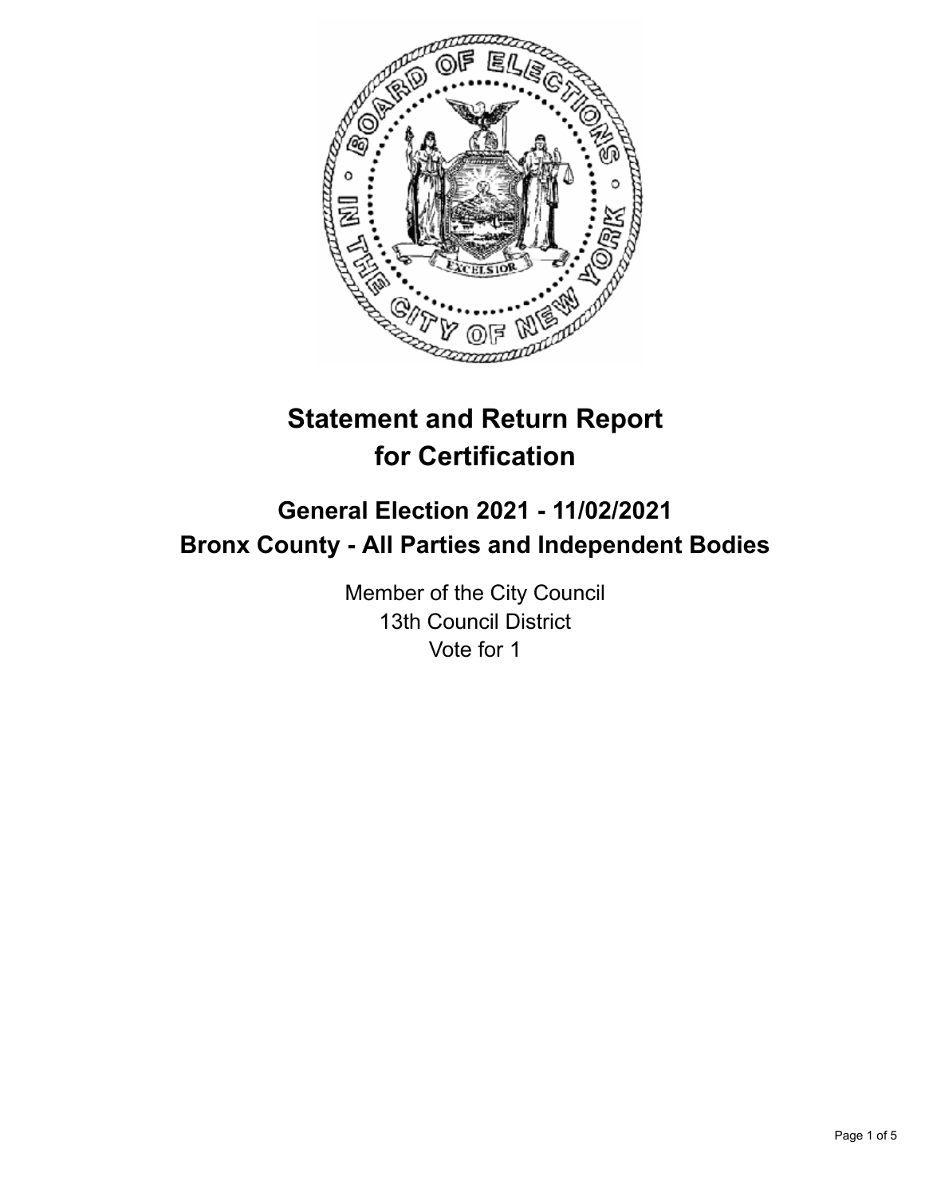# Statement and Return Report for Certification

## General Election 2021 - 11/02/2021
## Bronx County - All Parties and Independent Bodies

Member of the City Council
13th Council District
Vote for 1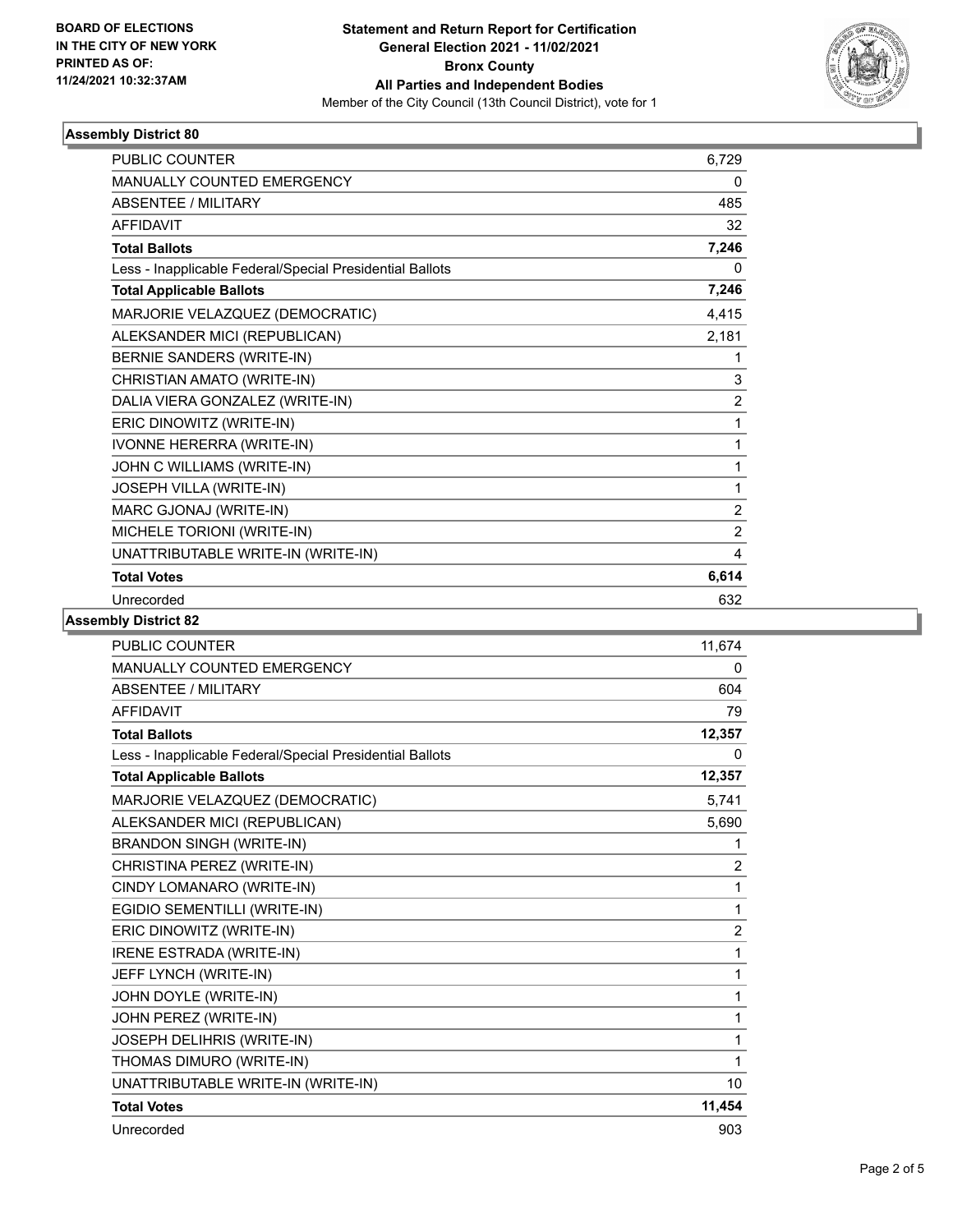BOARD OF ELECTIONS
IN THE CITY OF NEW YORK
PRINTED AS OF:
11/24/2021 10:32:37AM

**Statement and Return Report for Certification**
**General Election 2021 - 11/02/2021**
**Bronx County**
**All Parties and Independent Bodies**
Member of the City Council (13th Council District), vote for 1

## Assembly District 80

| | |
|---|---|
| PUBLIC COUNTER | 6,729 |
| MANUALLY COUNTED EMERGENCY | 0 |
| ABSENTEE / MILITARY | 485 |
| AFFIDAVIT | 32 |
| **Total Ballots** | **7,246** |
| Less - Inapplicable Federal/Special Presidential Ballots | 0 |
| **Total Applicable Ballots** | **7,246** |
| MARJORIE VELAZQUEZ (DEMOCRATIC) | 4,415 |
| ALEKSANDER MICI (REPUBLICAN) | 2,181 |
| BERNIE SANDERS (WRITE-IN) | 1 |
| CHRISTIAN AMATO (WRITE-IN) | 3 |
| DALIA VIERA GONZALEZ (WRITE-IN) | 2 |
| ERIC DINOWITZ (WRITE-IN) | 1 |
| IVONNE HERERRA (WRITE-IN) | 1 |
| JOHN C WILLIAMS (WRITE-IN) | 1 |
| JOSEPH VILLA (WRITE-IN) | 1 |
| MARC GJONAJ (WRITE-IN) | 2 |
| MICHELE TORIONI (WRITE-IN) | 2 |
| UNATTRIBUTABLE WRITE-IN (WRITE-IN) | 4 |
| **Total Votes** | **6,614** |
| Unrecorded | 632 |

## Assembly District 82

| | |
|---|---|
| PUBLIC COUNTER | 11,674 |
| MANUALLY COUNTED EMERGENCY | 0 |
| ABSENTEE / MILITARY | 604 |
| AFFIDAVIT | 79 |
| **Total Ballots** | **12,357** |
| Less - Inapplicable Federal/Special Presidential Ballots | 0 |
| **Total Applicable Ballots** | **12,357** |
| MARJORIE VELAZQUEZ (DEMOCRATIC) | 5,741 |
| ALEKSANDER MICI (REPUBLICAN) | 5,690 |
| BRANDON SINGH (WRITE-IN) | 1 |
| CHRISTINA PEREZ (WRITE-IN) | 2 |
| CINDY LOMANARO (WRITE-IN) | 1 |
| EGIDIO SEMENTILLI (WRITE-IN) | 1 |
| ERIC DINOWITZ (WRITE-IN) | 2 |
| IRENE ESTRADA (WRITE-IN) | 1 |
| JEFF LYNCH (WRITE-IN) | 1 |
| JOHN DOYLE (WRITE-IN) | 1 |
| JOHN PEREZ (WRITE-IN) | 1 |
| JOSEPH DELIHRIS (WRITE-IN) | 1 |
| THOMAS DIMURO (WRITE-IN) | 1 |
| UNATTRIBUTABLE WRITE-IN (WRITE-IN) | 10 |
| **Total Votes** | **11,454** |
| Unrecorded | 903 |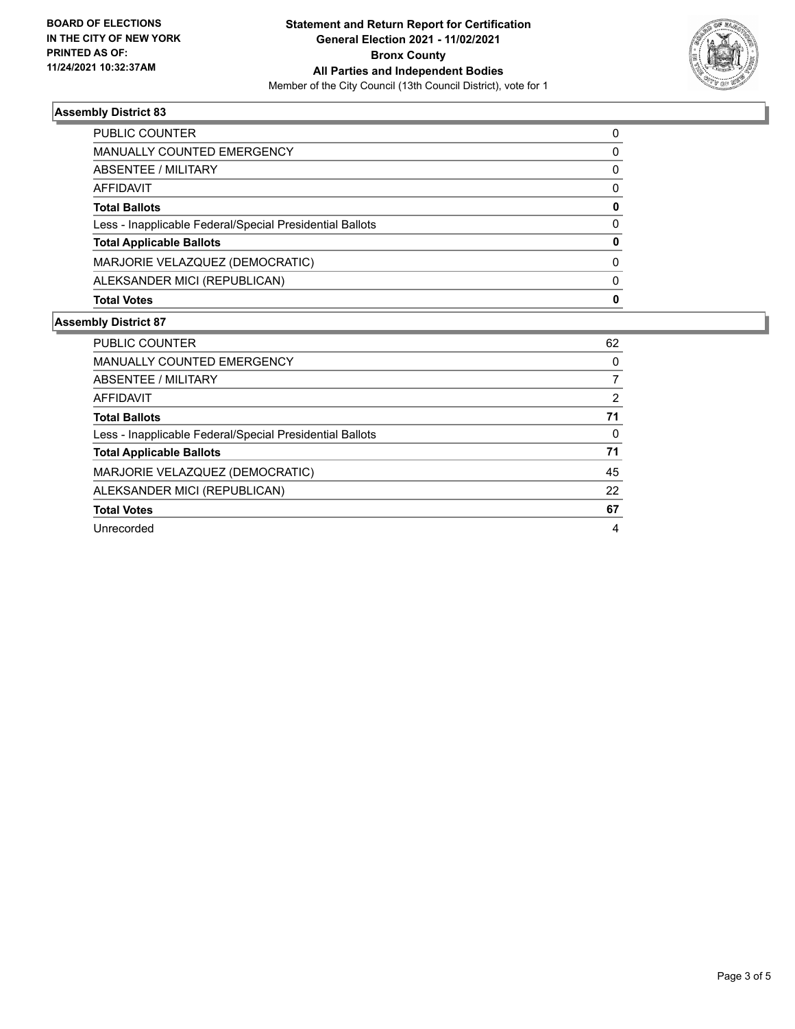**BOARD OF ELECTIONS IN THE CITY OF NEW YORK PRINTED AS OF: 11/24/2021 10:32:37AM**

# Statement and Return Report for Certification General Election 2021 - 11/02/2021 Bronx County All Parties and Independent Bodies

Member of the City Council (13th Council District), vote for 1

## Assembly District 83

| | |
|---|---|
| PUBLIC COUNTER | 0 |
| MANUALLY COUNTED EMERGENCY | 0 |
| ABSENTEE / MILITARY | 0 |
| AFFIDAVIT | 0 |
| **Total Ballots** | **0** |
| Less - Inapplicable Federal/Special Presidential Ballots | 0 |
| **Total Applicable Ballots** | **0** |
| MARJORIE VELAZQUEZ (DEMOCRATIC) | 0 |
| ALEKSANDER MICI (REPUBLICAN) | 0 |
| **Total Votes** | **0** |

## Assembly District 87

| | |
|---|---|
| PUBLIC COUNTER | 62 |
| MANUALLY COUNTED EMERGENCY | 0 |
| ABSENTEE / MILITARY | 7 |
| AFFIDAVIT | 2 |
| **Total Ballots** | **71** |
| Less - Inapplicable Federal/Special Presidential Ballots | 0 |
| **Total Applicable Ballots** | **71** |
| MARJORIE VELAZQUEZ (DEMOCRATIC) | 45 |
| ALEKSANDER MICI (REPUBLICAN) | 22 |
| **Total Votes** | **67** |
| Unrecorded | 4 |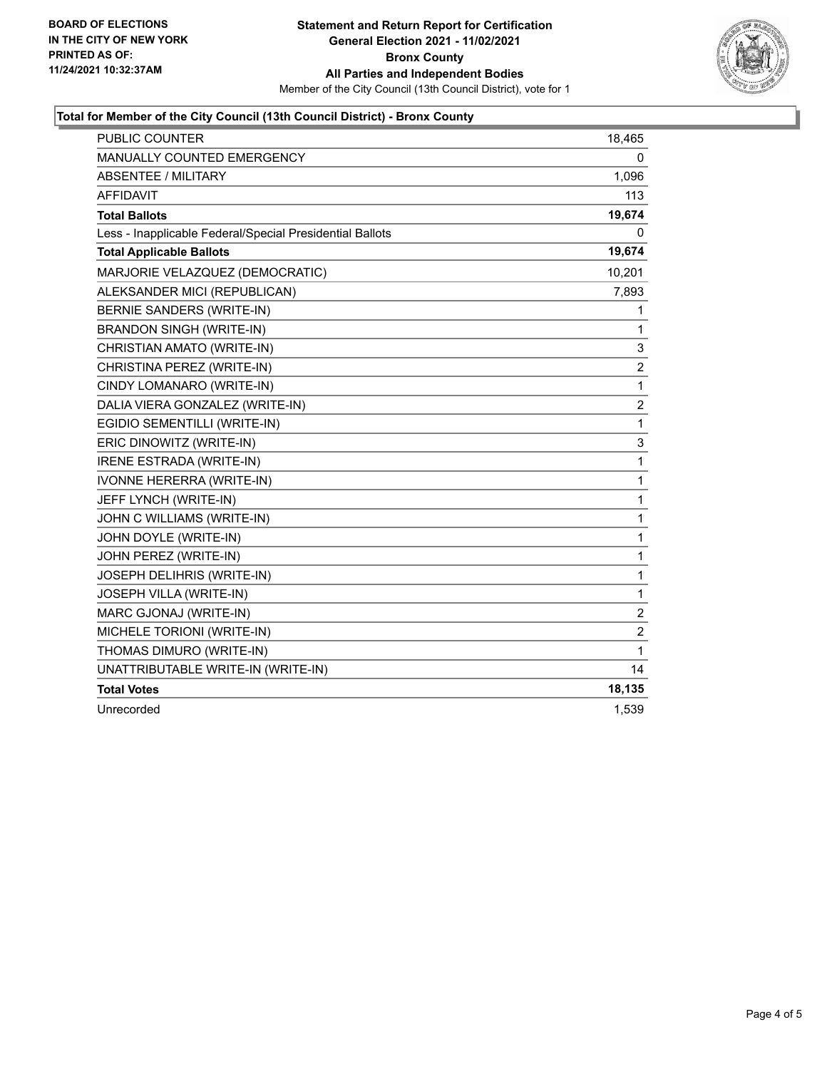**BOARD OF ELECTIONS**
**IN THE CITY OF NEW YORK**
**PRINTED AS OF:**
**11/24/2021 10:32:37AM**

**Statement and Return Report for Certification**
**General Election 2021 - 11/02/2021**
**Bronx County**
**All Parties and Independent Bodies**
Member of the City Council (13th Council District), vote for 1

### Total for Member of the City Council (13th Council District) - Bronx County

| | |
|---|---|
| PUBLIC COUNTER | 18,465 |
| MANUALLY COUNTED EMERGENCY | 0 |
| ABSENTEE / MILITARY | 1,096 |
| AFFIDAVIT | 113 |
| **Total Ballots** | **19,674** |
| Less - Inapplicable Federal/Special Presidential Ballots | 0 |
| **Total Applicable Ballots** | **19,674** |
| MARJORIE VELAZQUEZ (DEMOCRATIC) | 10,201 |
| ALEKSANDER MICI (REPUBLICAN) | 7,893 |
| BERNIE SANDERS (WRITE-IN) | 1 |
| BRANDON SINGH (WRITE-IN) | 1 |
| CHRISTIAN AMATO (WRITE-IN) | 3 |
| CHRISTINA PEREZ (WRITE-IN) | 2 |
| CINDY LOMANARO (WRITE-IN) | 1 |
| DALIA VIERA GONZALEZ (WRITE-IN) | 2 |
| EGIDIO SEMENTILLI (WRITE-IN) | 1 |
| ERIC DINOWITZ (WRITE-IN) | 3 |
| IRENE ESTRADA (WRITE-IN) | 1 |
| IVONNE HERERRA (WRITE-IN) | 1 |
| JEFF LYNCH (WRITE-IN) | 1 |
| JOHN C WILLIAMS (WRITE-IN) | 1 |
| JOHN DOYLE (WRITE-IN) | 1 |
| JOHN PEREZ (WRITE-IN) | 1 |
| JOSEPH DELIHRIS (WRITE-IN) | 1 |
| JOSEPH VILLA (WRITE-IN) | 1 |
| MARC GJONAJ (WRITE-IN) | 2 |
| MICHELE TORIONI (WRITE-IN) | 2 |
| THOMAS DIMURO (WRITE-IN) | 1 |
| UNATTRIBUTABLE WRITE-IN (WRITE-IN) | 14 |
| **Total Votes** | **18,135** |
| Unrecorded | 1,539 |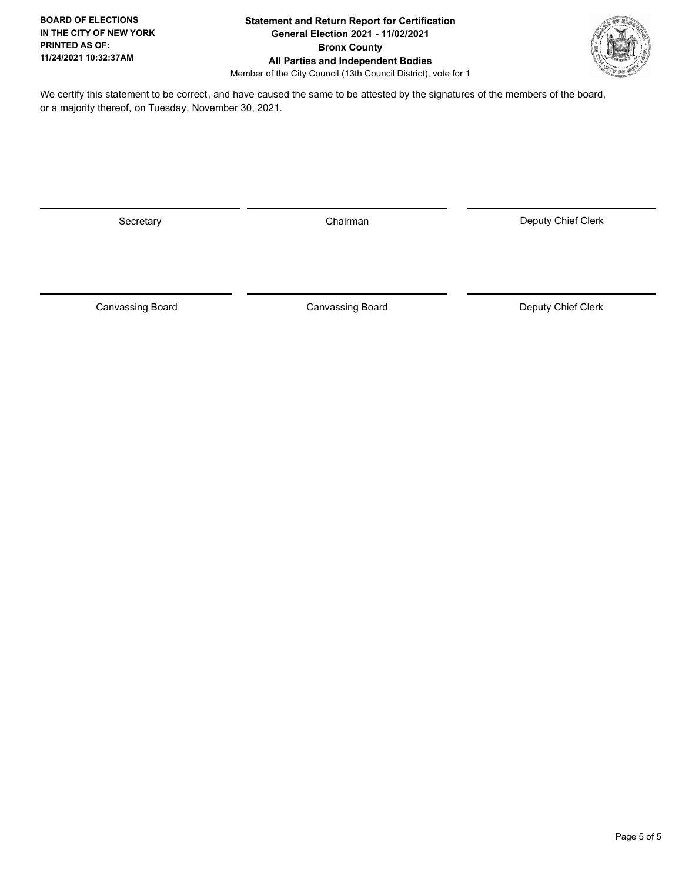We certify this statement to be correct, and have caused the same to be attested by the signatures of the members of the board, or a majority thereof, on Tuesday, November 30, 2021.

| | | |
|---|---|---|
| Secretary | Chairman | Deputy Chief Clerk |
| Canvassing Board | Canvassing Board | Deputy Chief Clerk |